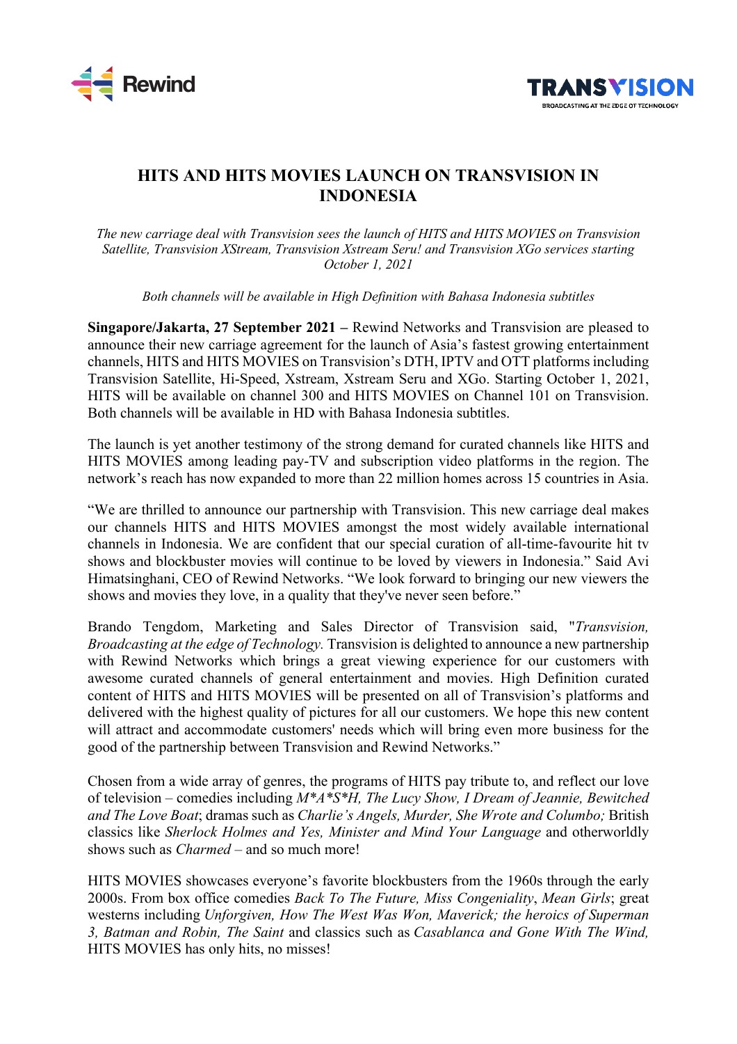# HITS AND HITS MOVIES LAUNCH ON TRANSVISION IN INDONESIA

*The new carriage deal with Transvision sees the launch of HITS and HITS MOVIES on Transvision Satellite, Transvision XStream, Transvision Xstream Seru! and Transvision XGo services starting October 1, 2021*

*Both channels will be available in High Definition with Bahasa Indonesia subtitles*

**Singapore/Jakarta, 27 September 2021 –** Rewind Networks and Transvision are pleased to announce their new carriage agreement for the launch of Asia's fastest growing entertainment channels, HITS and HITS MOVIES on Transvision's DTH, IPTV and OTT platforms including Transvision Satellite, Hi-Speed, Xstream, Xstream Seru and XGo. Starting October 1, 2021, HITS will be available on channel 300 and HITS MOVIES on Channel 101 on Transvision. Both channels will be available in HD with Bahasa Indonesia subtitles.

The launch is yet another testimony of the strong demand for curated channels like HITS and HITS MOVIES among leading pay-TV and subscription video platforms in the region. The network's reach has now expanded to more than 22 million homes across 15 countries in Asia.

"We are thrilled to announce our partnership with Transvision. This new carriage deal makes our channels HITS and HITS MOVIES amongst the most widely available international channels in Indonesia. We are confident that our special curation of all-time-favourite hit tv shows and blockbuster movies will continue to be loved by viewers in Indonesia." Said Avi Himatsinghani, CEO of Rewind Networks. "We look forward to bringing our new viewers the shows and movies they love, in a quality that they've never seen before."

Brando Tengdom, Marketing and Sales Director of Transvision said, "*Transvision, Broadcasting at the edge of Technology.* Transvision is delighted to announce a new partnership with Rewind Networks which brings a great viewing experience for our customers with awesome curated channels of general entertainment and movies. High Definition curated content of HITS and HITS MOVIES will be presented on all of Transvision's platforms and delivered with the highest quality of pictures for all our customers. We hope this new content will attract and accommodate customers' needs which will bring even more business for the good of the partnership between Transvision and Rewind Networks."

Chosen from a wide array of genres, the programs of HITS pay tribute to, and reflect our love of television – comedies including *M*A*S*H, The Lucy Show, I Dream of Jeannie, Bewitched and The Love Boat*; dramas such as *Charlie's Angels, Murder, She Wrote and Columbo;* British classics like *Sherlock Holmes and Yes, Minister and Mind Your Language* and otherworldly shows such as *Charmed* – and so much more!

HITS MOVIES showcases everyone's favorite blockbusters from the 1960s through the early 2000s. From box office comedies *Back To The Future, Miss Congeniality*, *Mean Girls*; great westerns including *Unforgiven, How The West Was Won, Maverick; the heroics of Superman 3, Batman and Robin, The Saint* and classics such as *Casablanca and Gone With The Wind,* HITS MOVIES has only hits, no misses!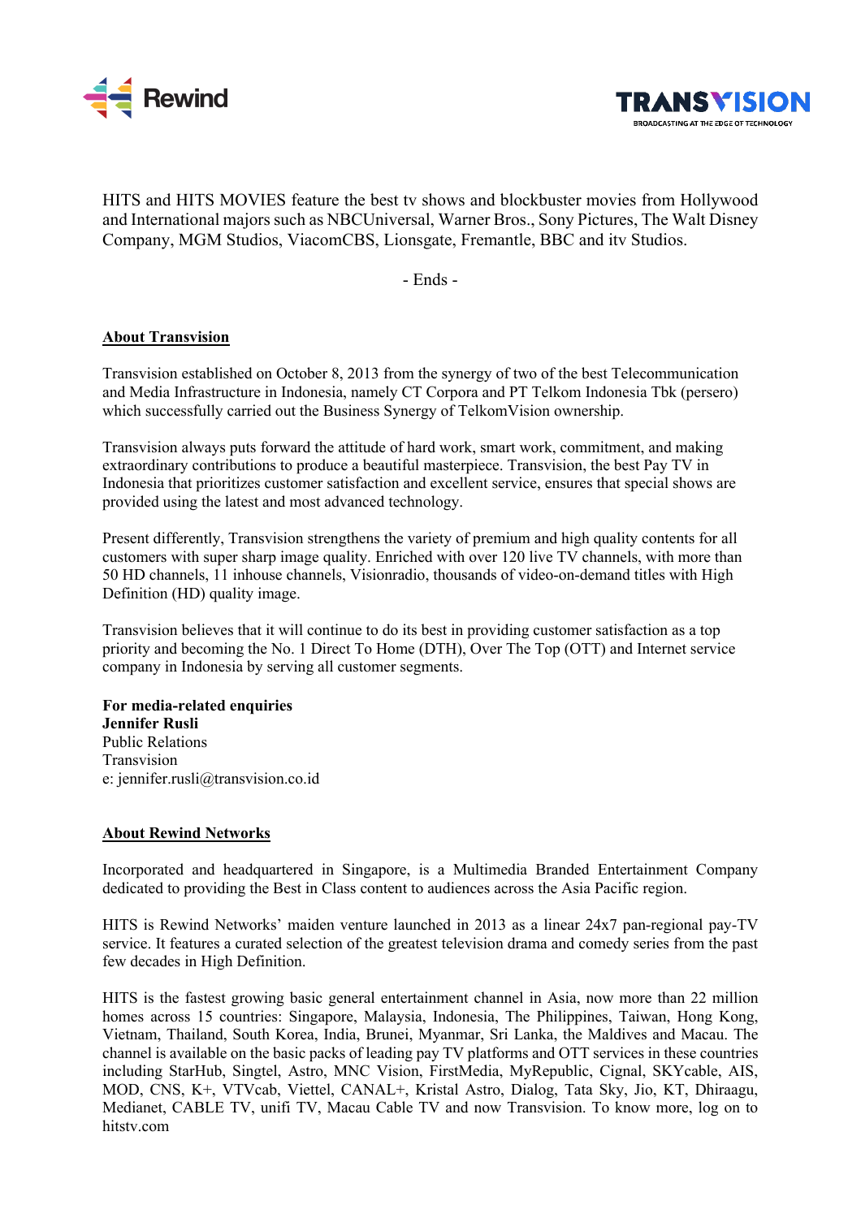HITS and HITS MOVIES feature the best tv shows and blockbuster movies from Hollywood and International majors such as NBCUniversal, Warner Bros., Sony Pictures, The Walt Disney Company, MGM Studios, ViacomCBS, Lionsgate, Fremantle, BBC and itv Studios.

- Ends -

## About Transvision

Transvision established on October 8, 2013 from the synergy of two of the best Telecommunication and Media Infrastructure in Indonesia, namely CT Corpora and PT Telkom Indonesia Tbk (persero) which successfully carried out the Business Synergy of TelkomVision ownership.

Transvision always puts forward the attitude of hard work, smart work, commitment, and making extraordinary contributions to produce a beautiful masterpiece. Transvision, the best Pay TV in Indonesia that prioritizes customer satisfaction and excellent service, ensures that special shows are provided using the latest and most advanced technology.

Present differently, Transvision strengthens the variety of premium and high quality contents for all customers with super sharp image quality. Enriched with over 120 live TV channels, with more than 50 HD channels, 11 inhouse channels, Visionradio, thousands of video-on-demand titles with High Definition (HD) quality image.

Transvision believes that it will continue to do its best in providing customer satisfaction as a top priority and becoming the No. 1 Direct To Home (DTH), Over The Top (OTT) and Internet service company in Indonesia by serving all customer segments.

**For media-related enquiries**
**Jennifer Rusli**
Public Relations
Transvision
e: jennifer.rusli@transvision.co.id

## About Rewind Networks

Incorporated and headquartered in Singapore, is a Multimedia Branded Entertainment Company dedicated to providing the Best in Class content to audiences across the Asia Pacific region.

HITS is Rewind Networks' maiden venture launched in 2013 as a linear 24x7 pan-regional pay-TV service. It features a curated selection of the greatest television drama and comedy series from the past few decades in High Definition.

HITS is the fastest growing basic general entertainment channel in Asia, now more than 22 million homes across 15 countries: Singapore, Malaysia, Indonesia, The Philippines, Taiwan, Hong Kong, Vietnam, Thailand, South Korea, India, Brunei, Myanmar, Sri Lanka, the Maldives and Macau. The channel is available on the basic packs of leading pay TV platforms and OTT services in these countries including StarHub, Singtel, Astro, MNC Vision, FirstMedia, MyRepublic, Cignal, SKYcable, AIS, MOD, CNS, K+, VTVcab, Viettel, CANAL+, Kristal Astro, Dialog, Tata Sky, Jio, KT, Dhiraagu, Medianet, CABLE TV, unifi TV, Macau Cable TV and now Transvision. To know more, log on to hitstv.com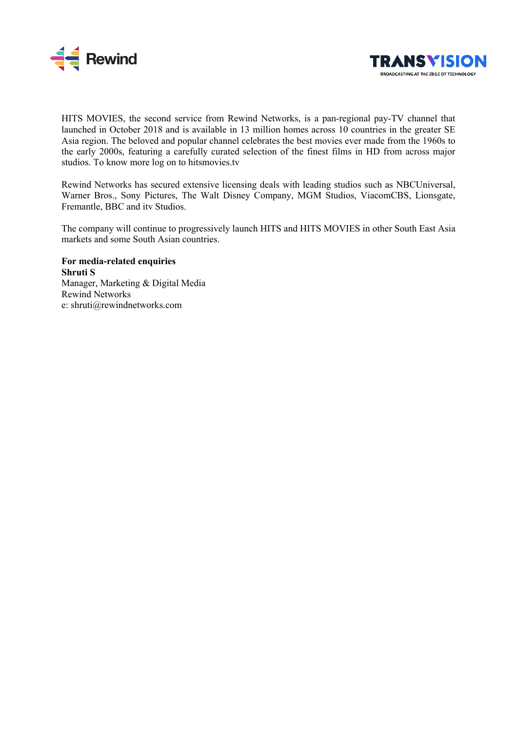HITS MOVIES, the second service from Rewind Networks, is a pan-regional pay-TV channel that launched in October 2018 and is available in 13 million homes across 10 countries in the greater SE Asia region. The beloved and popular channel celebrates the best movies ever made from the 1960s to the early 2000s, featuring a carefully curated selection of the finest films in HD from across major studios. To know more log on to hitsmovies.tv

Rewind Networks has secured extensive licensing deals with leading studios such as NBCUniversal, Warner Bros., Sony Pictures, The Walt Disney Company, MGM Studios, ViacomCBS, Lionsgate, Fremantle, BBC and itv Studios.

The company will continue to progressively launch HITS and HITS MOVIES in other South East Asia markets and some South Asian countries.

**For media-related enquiries**
**Shruti S**
Manager, Marketing & Digital Media
Rewind Networks
e: shruti@rewindnetworks.com